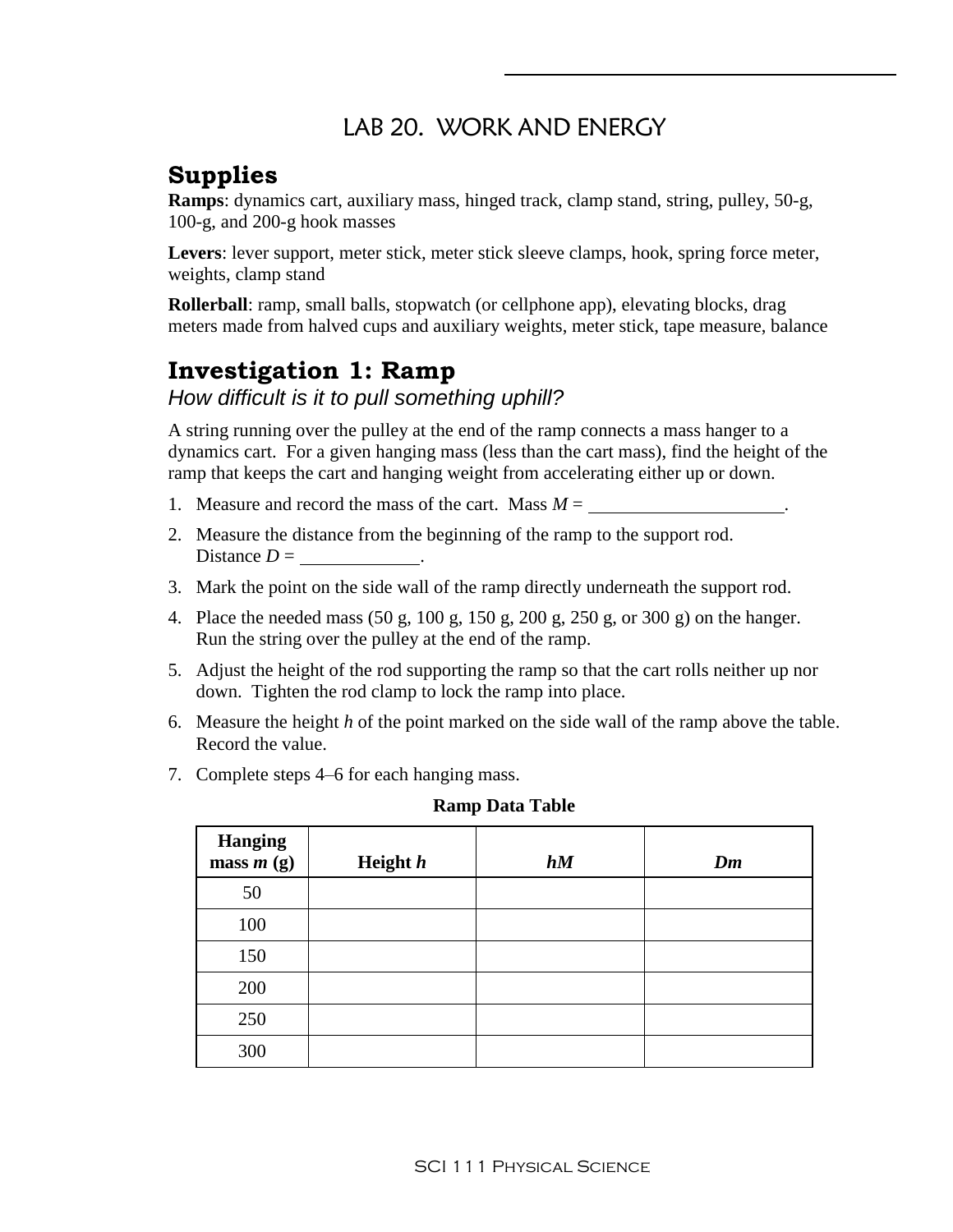# LAB 20. WORK AND ENERGY

## Supplies

**Ramps**: dynamics cart, auxiliary mass, hinged track, clamp stand, string, pulley, 50-g, 100-g, and 200-g hook masses

**Levers**: lever support, meter stick, meter stick sleeve clamps, hook, spring force meter, weights, clamp stand

**Rollerball**: ramp, small balls, stopwatch (or cellphone app), elevating blocks, drag meters made from halved cups and auxiliary weights, meter stick, tape measure, balance

## Investigation 1: Ramp

*How difficult is it to pull something uphill?*

A string running over the pulley at the end of the ramp connects a mass hanger to a dynamics cart. For a given hanging mass (less than the cart mass), find the height of the ramp that keeps the cart and hanging weight from accelerating either up or down.

1. Measure and record the mass of the cart. Mass $M$ = ____________________.
2. Measure the distance from the beginning of the ramp to the support rod. Distance $D$ = ____________.
3. Mark the point on the side wall of the ramp directly underneath the support rod.
4. Place the needed mass (50 g, 100 g, 150 g, 200 g, 250 g, or 300 g) on the hanger. Run the string over the pulley at the end of the ramp.
5. Adjust the height of the rod supporting the ramp so that the cart rolls neither up nor down. Tighten the rod clamp to lock the ramp into place.
6. Measure the height $h$ of the point marked on the side wall of the ramp above the table. Record the value.
7. Complete steps 4–6 for each hanging mass.

**Ramp Data Table**

| Hanging mass $m$ (g) | Height $h$ | $hM$ | $Dm$ |
|---|---|---|---|
| 50 | | | |
| 100 | | | |
| 150 | | | |
| 200 | | | |
| 250 | | | |
| 300 | | | |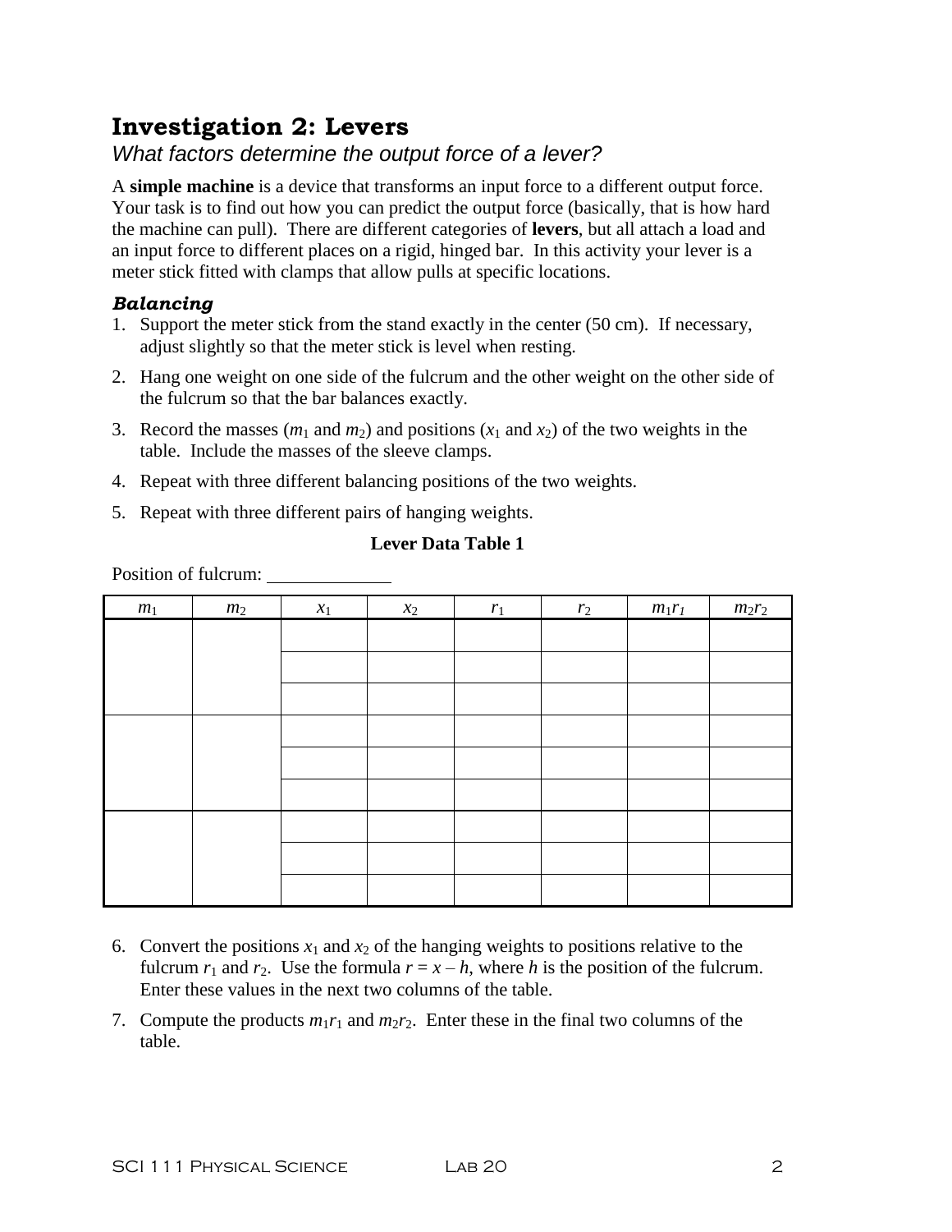# Investigation 2: Levers

*What factors determine the output force of a lever?*

A **simple machine** is a device that transforms an input force to a different output force. Your task is to find out how you can predict the output force (basically, that is how hard the machine can pull). There are different categories of **levers**, but all attach a load and an input force to different places on a rigid, hinged bar. In this activity your lever is a meter stick fitted with clamps that allow pulls at specific locations.

### *Balancing*

1. Support the meter stick from the stand exactly in the center (50 cm). If necessary, adjust slightly so that the meter stick is level when resting.
2. Hang one weight on one side of the fulcrum and the other weight on the other side of the fulcrum so that the bar balances exactly.
3. Record the masses ($m_1$ and $m_2$) and positions ($x_1$ and $x_2$) of the two weights in the table. Include the masses of the sleeve clamps.
4. Repeat with three different balancing positions of the two weights.
5. Repeat with three different pairs of hanging weights.

**Lever Data Table 1**

Position of fulcrum: \_\_\_\_\_\_\_\_\_\_\_\_

| $m_1$ | $m_2$ | $x_1$ | $x_2$ | $r_1$ | $r_2$ | $m_1r_1$ | $m_2r_2$ |
|---|---|---|---|---|---|---|---|
| | | | | | | | |
| | | | | | | | |
| | | | | | | | |
| | | | | | | | |
| | | | | | | | |
| | | | | | | | |
| | | | | | | | |
| | | | | | | | |
| | | | | | | | |

6. Convert the positions $x_1$ and $x_2$ of the hanging weights to positions relative to the fulcrum $r_1$ and $r_2$. Use the formula $r = x - h$, where $h$ is the position of the fulcrum. Enter these values in the next two columns of the table.
7. Compute the products $m_1r_1$ and $m_2r_2$. Enter these in the final two columns of the table.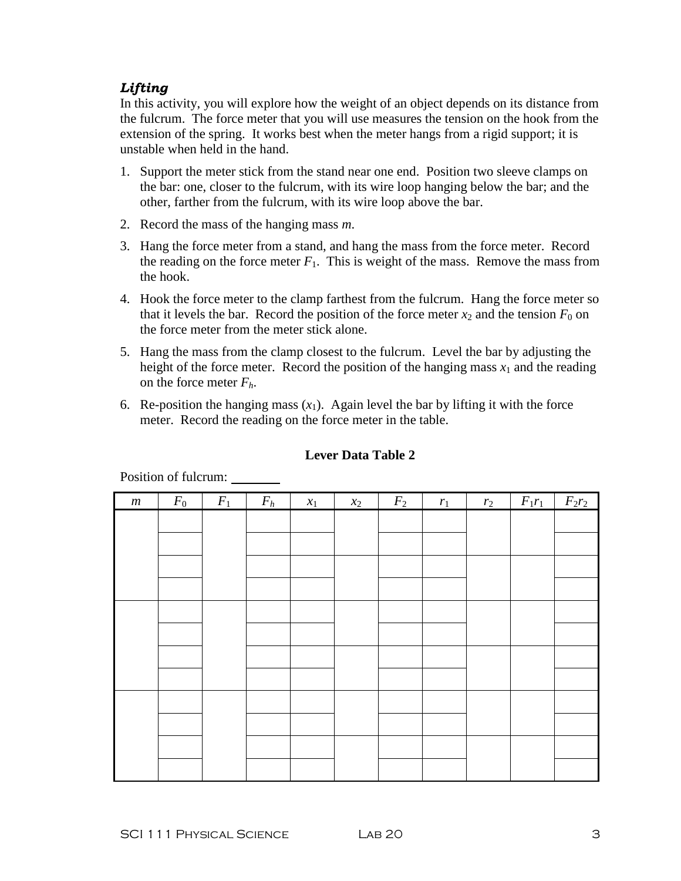### ***Lifting***

In this activity, you will explore how the weight of an object depends on its distance from the fulcrum. The force meter that you will use measures the tension on the hook from the extension of the spring. It works best when the meter hangs from a rigid support; it is unstable when held in the hand.

1. Support the meter stick from the stand near one end. Position two sleeve clamps on the bar: one, closer to the fulcrum, with its wire loop hanging below the bar; and the other, farther from the fulcrum, with its wire loop above the bar.
2. Record the mass of the hanging mass $m$.
3. Hang the force meter from a stand, and hang the mass from the force meter. Record the reading on the force meter $F_1$. This is weight of the mass. Remove the mass from the hook.
4. Hook the force meter to the clamp farthest from the fulcrum. Hang the force meter so that it levels the bar. Record the position of the force meter $x_2$ and the tension $F_0$ on the force meter from the meter stick alone.
5. Hang the mass from the clamp closest to the fulcrum. Level the bar by adjusting the height of the force meter. Record the position of the hanging mass $x_1$ and the reading on the force meter $F_h$.
6. Re-position the hanging mass ($x_1$). Again level the bar by lifting it with the force meter. Record the reading on the force meter in the table.

**Lever Data Table 2**

Position of fulcrum: ________

| $m$ | $F_0$ | $F_1$ | $F_h$ | $x_1$ | $x_2$ | $F_2$ | $r_1$ | $r_2$ | $F_1r_1$ | $F_2r_2$ |
|---|---|---|---|---|---|---|---|---|---|---|
| | | | | | | | | | | |
| | | | | | | | | | | |
| | | | | | | | | | | |
| | | | | | | | | | | |
| | | | | | | | | | | |
| | | | | | | | | | | |
| | | | | | | | | | | |
| | | | | | | | | | | |
| | | | | | | | | | | |
| | | | | | | | | | | |
| | | | | | | | | | | |
| | | | | | | | | | | |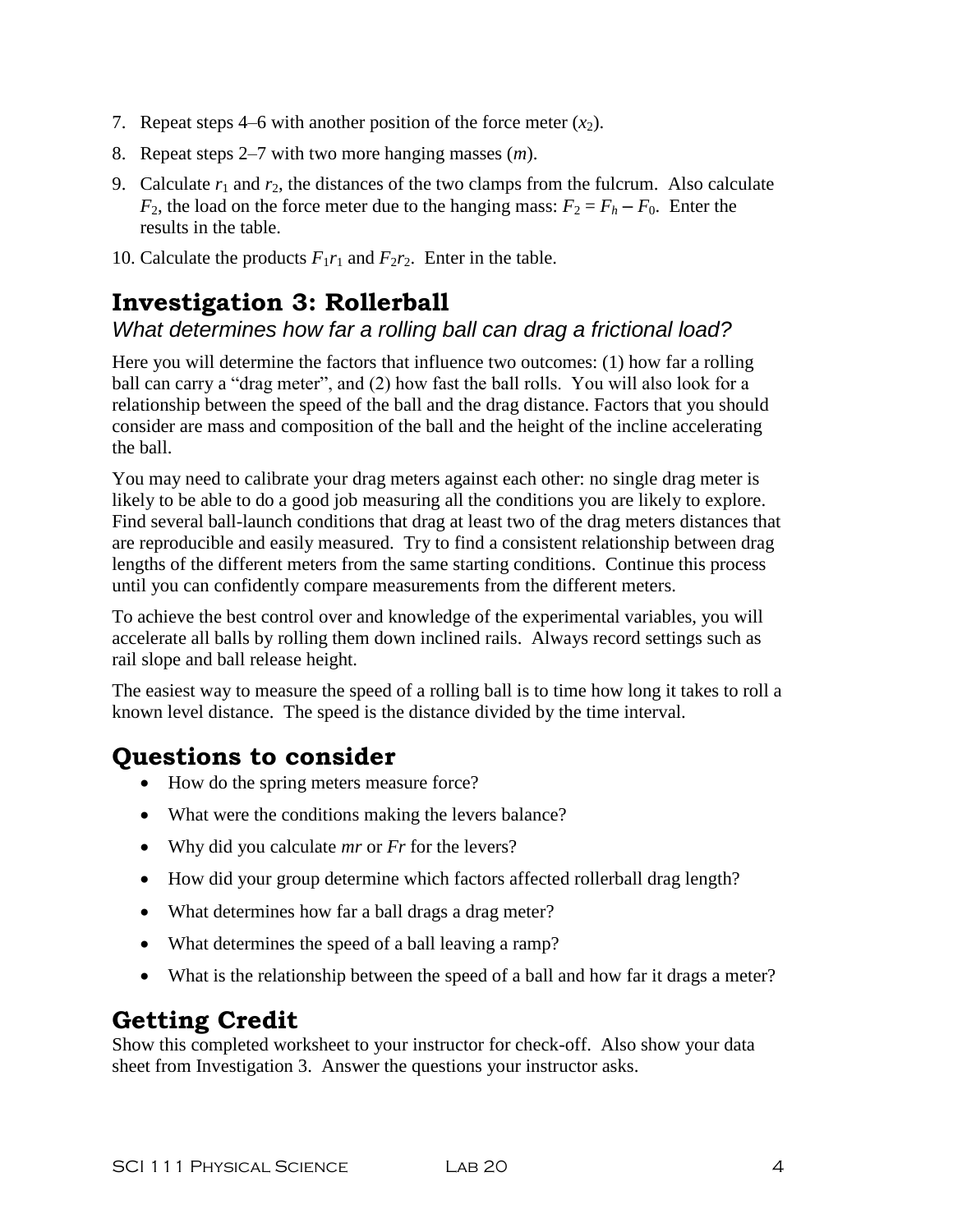7. Repeat steps 4–6 with another position of the force meter ($x_2$).
8. Repeat steps 2–7 with two more hanging masses ($m$).
9. Calculate $r_1$ and $r_2$, the distances of the two clamps from the fulcrum. Also calculate $F_2$, the load on the force meter due to the hanging mass: $F_2 = F_h - F_0$. Enter the results in the table.
10. Calculate the products $F_1r_1$ and $F_2r_2$. Enter in the table.

## Investigation 3: Rollerball

*What determines how far a rolling ball can drag a frictional load?*

Here you will determine the factors that influence two outcomes: (1) how far a rolling ball can carry a "drag meter", and (2) how fast the ball rolls. You will also look for a relationship between the speed of the ball and the drag distance. Factors that you should consider are mass and composition of the ball and the height of the incline accelerating the ball.

You may need to calibrate your drag meters against each other: no single drag meter is likely to be able to do a good job measuring all the conditions you are likely to explore. Find several ball-launch conditions that drag at least two of the drag meters distances that are reproducible and easily measured. Try to find a consistent relationship between drag lengths of the different meters from the same starting conditions. Continue this process until you can confidently compare measurements from the different meters.

To achieve the best control over and knowledge of the experimental variables, you will accelerate all balls by rolling them down inclined rails. Always record settings such as rail slope and ball release height.

The easiest way to measure the speed of a rolling ball is to time how long it takes to roll a known level distance. The speed is the distance divided by the time interval.

## Questions to consider

- How do the spring meters measure force?
- What were the conditions making the levers balance?
- Why did you calculate $mr$ or $Fr$ for the levers?
- How did your group determine which factors affected rollerball drag length?
- What determines how far a ball drags a drag meter?
- What determines the speed of a ball leaving a ramp?
- What is the relationship between the speed of a ball and how far it drags a meter?

## Getting Credit

Show this completed worksheet to your instructor for check-off. Also show your data sheet from Investigation 3. Answer the questions your instructor asks.